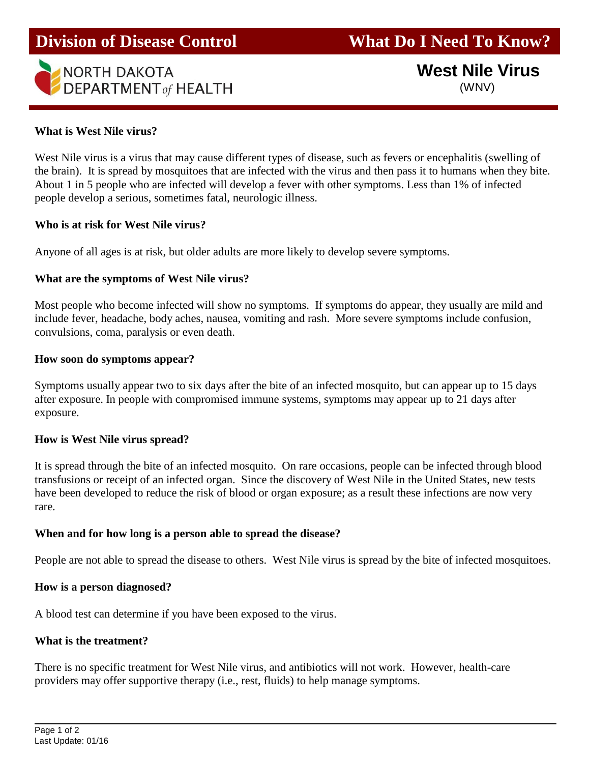# Division of Disease Control — What Do I Need To Know?

NORTH DAKOTA DEPARTMENT *of* HEALTH

## West Nile Virus
(WNV)

**What is West Nile virus?**

West Nile virus is a virus that may cause different types of disease, such as fevers or encephalitis (swelling of the brain). It is spread by mosquitoes that are infected with the virus and then pass it to humans when they bite. About 1 in 5 people who are infected will develop a fever with other symptoms. Less than 1% of infected people develop a serious, sometimes fatal, neurologic illness.

**Who is at risk for West Nile virus?**

Anyone of all ages is at risk, but older adults are more likely to develop severe symptoms.

**What are the symptoms of West Nile virus?**

Most people who become infected will show no symptoms. If symptoms do appear, they usually are mild and include fever, headache, body aches, nausea, vomiting and rash. More severe symptoms include confusion, convulsions, coma, paralysis or even death.

**How soon do symptoms appear?**

Symptoms usually appear two to six days after the bite of an infected mosquito, but can appear up to 15 days after exposure. In people with compromised immune systems, symptoms may appear up to 21 days after exposure.

**How is West Nile virus spread?**

It is spread through the bite of an infected mosquito. On rare occasions, people can be infected through blood transfusions or receipt of an infected organ. Since the discovery of West Nile in the United States, new tests have been developed to reduce the risk of blood or organ exposure; as a result these infections are now very rare.

**When and for how long is a person able to spread the disease?**

People are not able to spread the disease to others. West Nile virus is spread by the bite of infected mosquitoes.

**How is a person diagnosed?**

A blood test can determine if you have been exposed to the virus.

**What is the treatment?**

There is no specific treatment for West Nile virus, and antibiotics will not work. However, health-care providers may offer supportive therapy (i.e., rest, fluids) to help manage symptoms.

Last Update: 01/16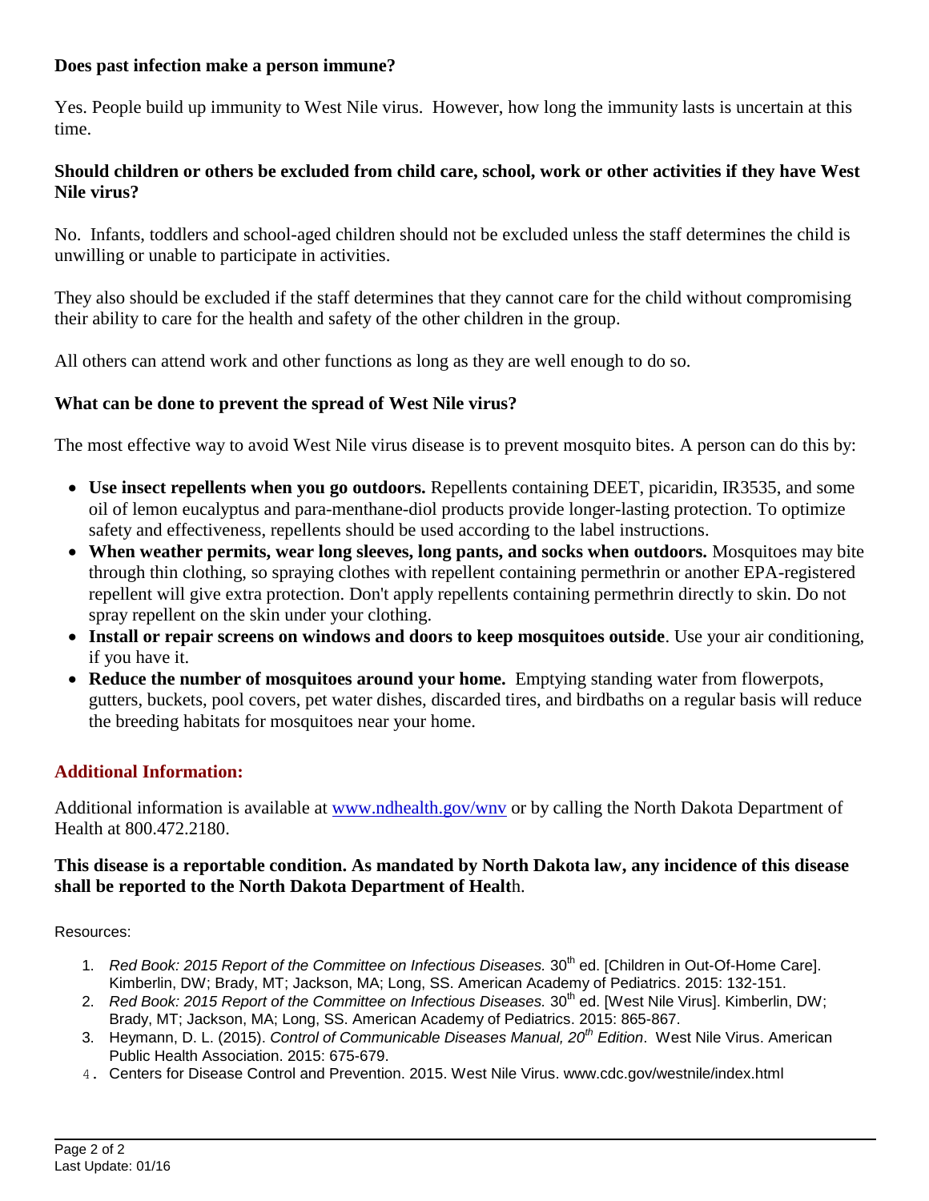**Does past infection make a person immune?**

Yes. People build up immunity to West Nile virus. However, how long the immunity lasts is uncertain at this time.

**Should children or others be excluded from child care, school, work or other activities if they have West Nile virus?**

No. Infants, toddlers and school-aged children should not be excluded unless the staff determines the child is unwilling or unable to participate in activities.

They also should be excluded if the staff determines that they cannot care for the child without compromising their ability to care for the health and safety of the other children in the group.

All others can attend work and other functions as long as they are well enough to do so.

**What can be done to prevent the spread of West Nile virus?**

The most effective way to avoid West Nile virus disease is to prevent mosquito bites. A person can do this by:

- **Use insect repellents when you go outdoors.** Repellents containing DEET, picaridin, IR3535, and some oil of lemon eucalyptus and para-menthane-diol products provide longer-lasting protection. To optimize safety and effectiveness, repellents should be used according to the label instructions.
- **When weather permits, wear long sleeves, long pants, and socks when outdoors.** Mosquitoes may bite through thin clothing, so spraying clothes with repellent containing permethrin or another EPA-registered repellent will give extra protection. Don't apply repellents containing permethrin directly to skin. Do not spray repellent on the skin under your clothing.
- **Install or repair screens on windows and doors to keep mosquitoes outside**. Use your air conditioning, if you have it.
- **Reduce the number of mosquitoes around your home.** Emptying standing water from flowerpots, gutters, buckets, pool covers, pet water dishes, discarded tires, and birdbaths on a regular basis will reduce the breeding habitats for mosquitoes near your home.

## Additional Information:

Additional information is available at www.ndhealth.gov/wnv or by calling the North Dakota Department of Health at 800.472.2180.

**This disease is a reportable condition. As mandated by North Dakota law, any incidence of this disease shall be reported to the North Dakota Department of Health.**

Resources:

1. *Red Book: 2015 Report of the Committee on Infectious Diseases.* 30th ed. [Children in Out-Of-Home Care]. Kimberlin, DW; Brady, MT; Jackson, MA; Long, SS. American Academy of Pediatrics. 2015: 132-151.
2. *Red Book: 2015 Report of the Committee on Infectious Diseases.* 30th ed. [West Nile Virus]. Kimberlin, DW; Brady, MT; Jackson, MA; Long, SS. American Academy of Pediatrics. 2015: 865-867.
3. Heymann, D. L. (2015). *Control of Communicable Diseases Manual, 20th Edition*. West Nile Virus. American Public Health Association. 2015: 675-679.
4. Centers for Disease Control and Prevention. 2015. West Nile Virus. www.cdc.gov/westnile/index.html

Last Update: 01/16